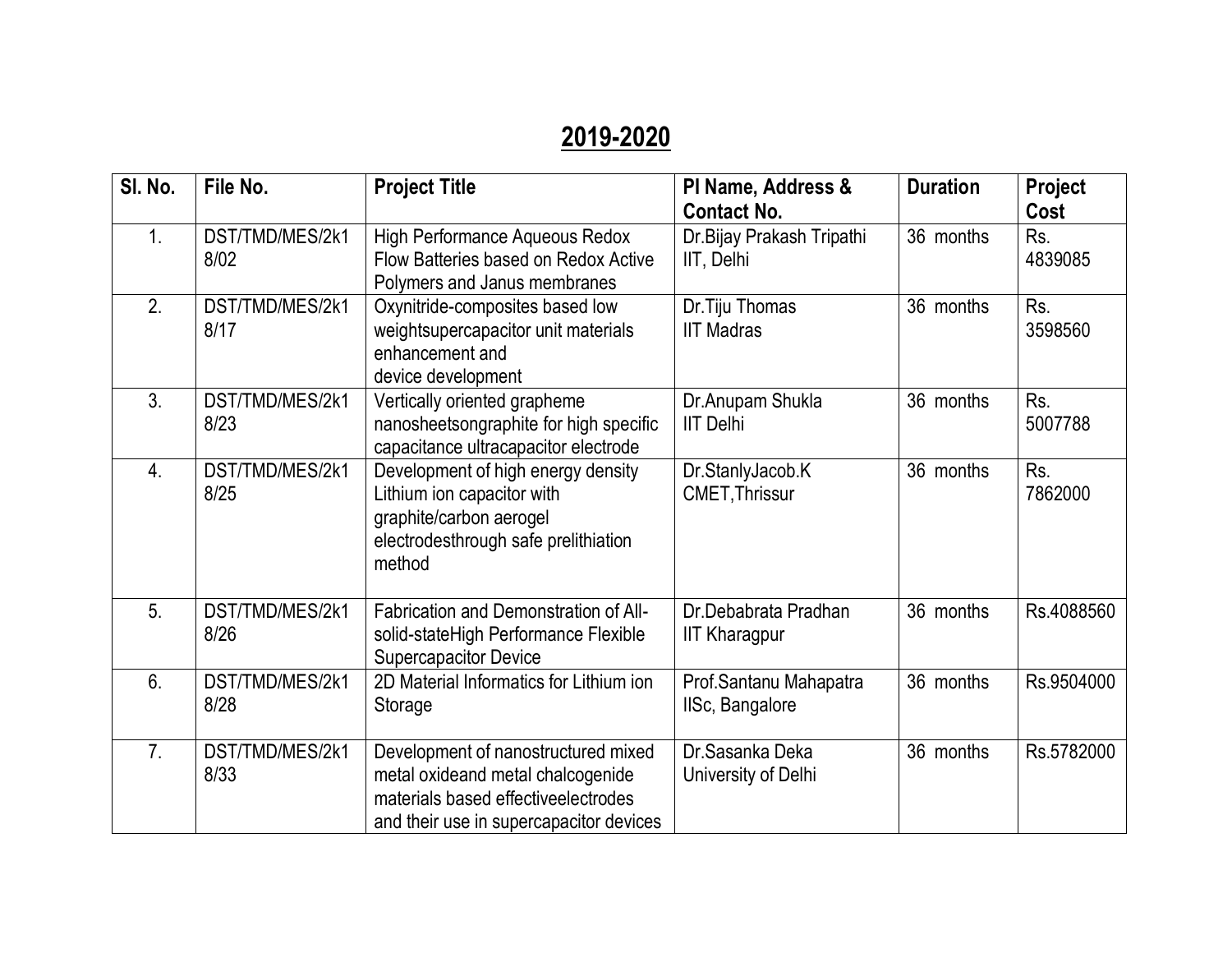# 2019-2020

| Sl. No. | File No. | Project Title | PI Name, Address & Contact No. | Duration | Project Cost |
|---|---|---|---|---|---|
| 1. | DST/TMD/MES/2k18/02 | High Performance Aqueous Redox Flow Batteries based on Redox Active Polymers and Janus membranes | Dr.Bijay Prakash Tripathi IIT, Delhi | 36 months | Rs. 4839085 |
| 2. | DST/TMD/MES/2k18/17 | Oxynitride-composites based low weightsupercapacitor unit materials enhancement and device development | Dr.Tiju Thomas IIT Madras | 36 months | Rs. 3598560 |
| 3. | DST/TMD/MES/2k18/23 | Vertically oriented grapheme nanosheetsongraphite for high specific capacitance ultracapacitor electrode | Dr.Anupam Shukla IIT Delhi | 36 months | Rs. 5007788 |
| 4. | DST/TMD/MES/2k18/25 | Development of high energy density Lithium ion capacitor with graphite/carbon aerogel electrodesthrough safe prelithiation method | Dr.StanlyJacob.K CMET,Thrissur | 36 months | Rs. 7862000 |
| 5. | DST/TMD/MES/2k18/26 | Fabrication and Demonstration of All-solid-stateHigh Performance Flexible Supercapacitor Device | Dr.Debabrata Pradhan IIT Kharagpur | 36 months | Rs.4088560 |
| 6. | DST/TMD/MES/2k18/28 | 2D Material Informatics for Lithium ion Storage | Prof.Santanu Mahapatra IISc, Bangalore | 36 months | Rs.9504000 |
| 7. | DST/TMD/MES/2k18/33 | Development of nanostructured mixed metal oxideand metal chalcogenide materials based effectiveelectrodes and their use in supercapacitor devices | Dr.Sasanka Deka University of Delhi | 36 months | Rs.5782000 |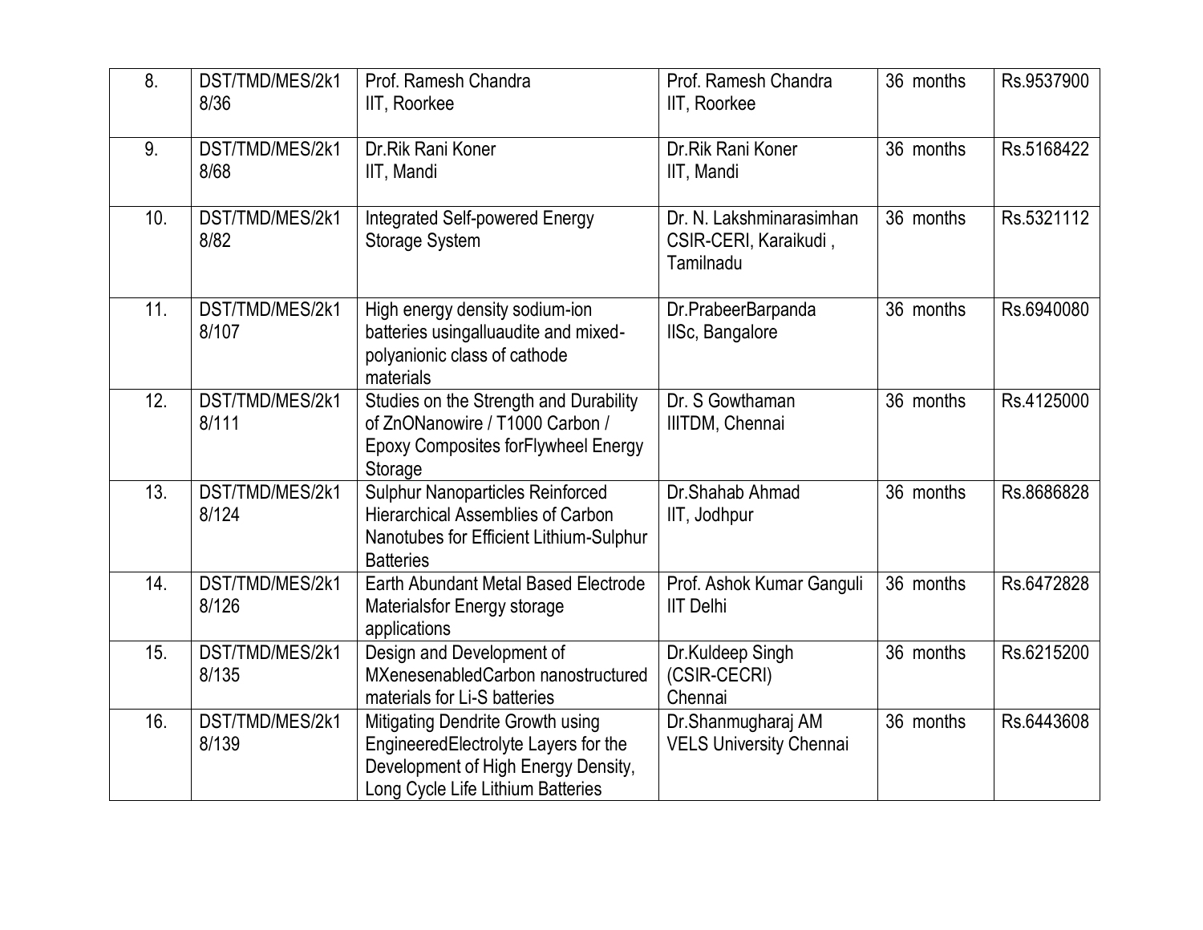| 8. | DST/TMD/MES/2k18/36 | Prof. Ramesh Chandra IIT, Roorkee | Prof. Ramesh Chandra IIT, Roorkee | 36 months | Rs.9537900 |
|---|---|---|---|---|---|
| 9. | DST/TMD/MES/2k18/68 | Dr.Rik Rani Koner IIT, Mandi | Dr.Rik Rani Koner IIT, Mandi | 36 months | Rs.5168422 |
| 10. | DST/TMD/MES/2k18/82 | Integrated Self-powered Energy Storage System | Dr. N. Lakshminarasimhan CSIR-CERI, Karaikudi , Tamilnadu | 36 months | Rs.5321112 |
| 11. | DST/TMD/MES/2k18/107 | High energy density sodium-ion batteries usingalluaudite and mixed-polyanionic class of cathode materials | Dr.PrabeerBarpanda IISc, Bangalore | 36 months | Rs.6940080 |
| 12. | DST/TMD/MES/2k18/111 | Studies on the Strength and Durability of ZnONanowire / T1000 Carbon / Epoxy Composites forFlywheel Energy Storage | Dr. S Gowthaman IIITDM, Chennai | 36 months | Rs.4125000 |
| 13. | DST/TMD/MES/2k18/124 | Sulphur Nanoparticles Reinforced Hierarchical Assemblies of Carbon Nanotubes for Efficient Lithium-Sulphur Batteries | Dr.Shahab Ahmad IIT, Jodhpur | 36 months | Rs.8686828 |
| 14. | DST/TMD/MES/2k18/126 | Earth Abundant Metal Based Electrode Materialsfor Energy storage applications | Prof. Ashok Kumar Ganguli IIT Delhi | 36 months | Rs.6472828 |
| 15. | DST/TMD/MES/2k18/135 | Design and Development of MXenesenabledCarbon nanostructured materials for Li-S batteries | Dr.Kuldeep Singh (CSIR-CECRI) Chennai | 36 months | Rs.6215200 |
| 16. | DST/TMD/MES/2k18/139 | Mitigating Dendrite Growth using EngineeredElectrolyte Layers for the Development of High Energy Density, Long Cycle Life Lithium Batteries | Dr.Shanmugharaj AM VELS University Chennai | 36 months | Rs.6443608 |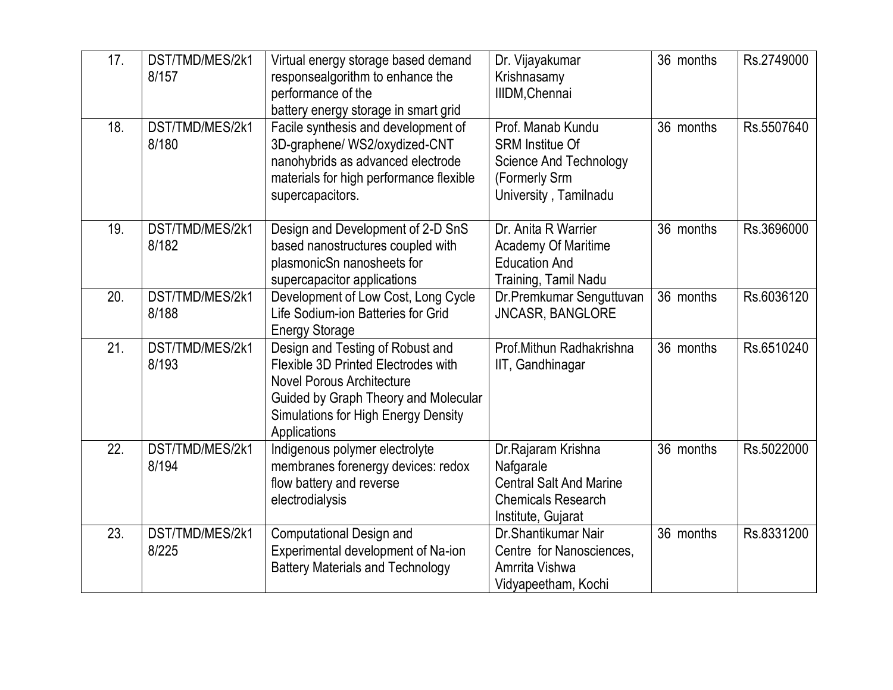| 17. | DST/TMD/MES/2k18/157 | Virtual energy storage based demand responsealgorithm to enhance the performance of the battery energy storage in smart grid | Dr. Vijayakumar Krishnasamy IIIDM,Chennai | 36 months | Rs.2749000 |
|---|---|---|---|---|---|
| 18. | DST/TMD/MES/2k18/180 | Facile synthesis and development of 3D-graphene/ WS2/oxydized-CNT nanohybrids as advanced electrode materials for high performance flexible supercapacitors. | Prof. Manab Kundu SRM Institue Of Science And Technology (Formerly Srm University , Tamilnadu | 36 months | Rs.5507640 |
| 19. | DST/TMD/MES/2k18/182 | Design and Development of 2-D SnS based nanostructures coupled with plasmonicSn nanosheets for supercapacitor applications | Dr. Anita R Warrier Academy Of Maritime Education And Training, Tamil Nadu | 36 months | Rs.3696000 |
| 20. | DST/TMD/MES/2k18/188 | Development of Low Cost, Long Cycle Life Sodium-ion Batteries for Grid Energy Storage | Dr.Premkumar Senguttuvan JNCASR, BANGLORE | 36 months | Rs.6036120 |
| 21. | DST/TMD/MES/2k18/193 | Design and Testing of Robust and Flexible 3D Printed Electrodes with Novel Porous Architecture Guided by Graph Theory and Molecular Simulations for High Energy Density Applications | Prof.Mithun Radhakrishna IIT, Gandhinagar | 36 months | Rs.6510240 |
| 22. | DST/TMD/MES/2k18/194 | Indigenous polymer electrolyte membranes forenergy devices: redox flow battery and reverse electrodialysis | Dr.Rajaram Krishna Nafgarale Central Salt And Marine Chemicals Research Institute, Gujarat | 36 months | Rs.5022000 |
| 23. | DST/TMD/MES/2k18/225 | Computational Design and Experimental development of Na-ion Battery Materials and Technology | Dr.Shantikumar Nair Centre for Nanosciences, Amrrita Vishwa Vidyapeetham, Kochi | 36 months | Rs.8331200 |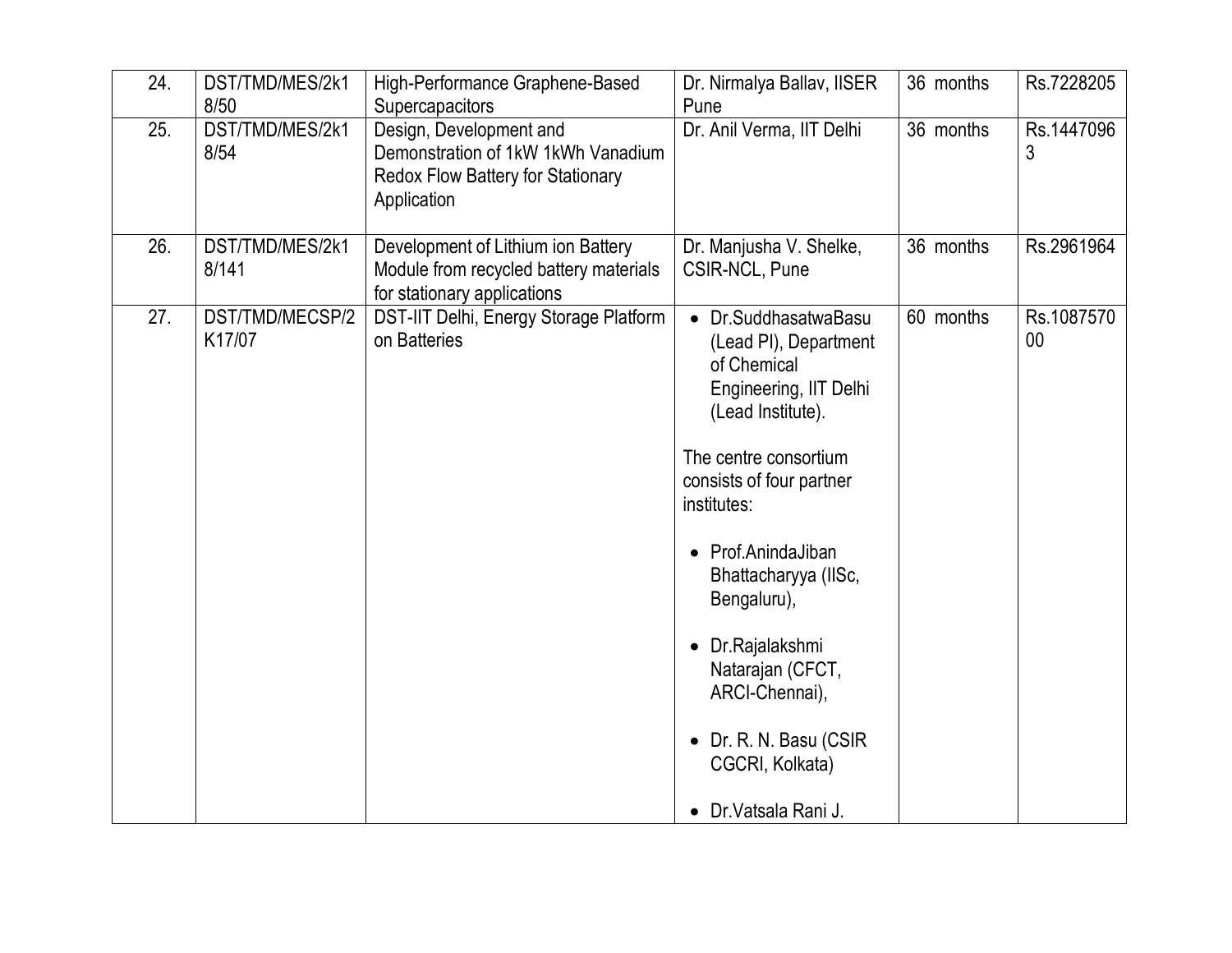| 24. | DST/TMD/MES/2k18/50 | High-Performance Graphene-Based Supercapacitors | Dr. Nirmalya Ballav, IISER Pune | 36 months | Rs.7228205 |
|---|---|---|---|---|---|
| 25. | DST/TMD/MES/2k18/54 | Design, Development and Demonstration of 1kW 1kWh Vanadium Redox Flow Battery for Stationary Application | Dr. Anil Verma, IIT Delhi | 36 months | Rs.14470963 |
| 26. | DST/TMD/MES/2k18/141 | Development of Lithium ion Battery Module from recycled battery materials for stationary applications | Dr. Manjusha V. Shelke, CSIR-NCL, Pune | 36 months | Rs.2961964 |
| 27. | DST/TMD/MECSP/2K17/07 | DST-IIT Delhi, Energy Storage Platform on Batteries | • Dr.SuddhasatwaBasu (Lead PI), Department of Chemical Engineering, IIT Delhi (Lead Institute).<br><br>The centre consortium consists of four partner institutes:<br><br>• Prof.AnindaJiban Bhattacharyya (IISc, Bengaluru),<br><br>• Dr.Rajalakshmi Natarajan (CFCT, ARCI-Chennai),<br><br>• Dr. R. N. Basu (CSIR CGCRI, Kolkata)<br><br>• Dr.Vatsala Rani J. | 60 months | Rs.108757000 |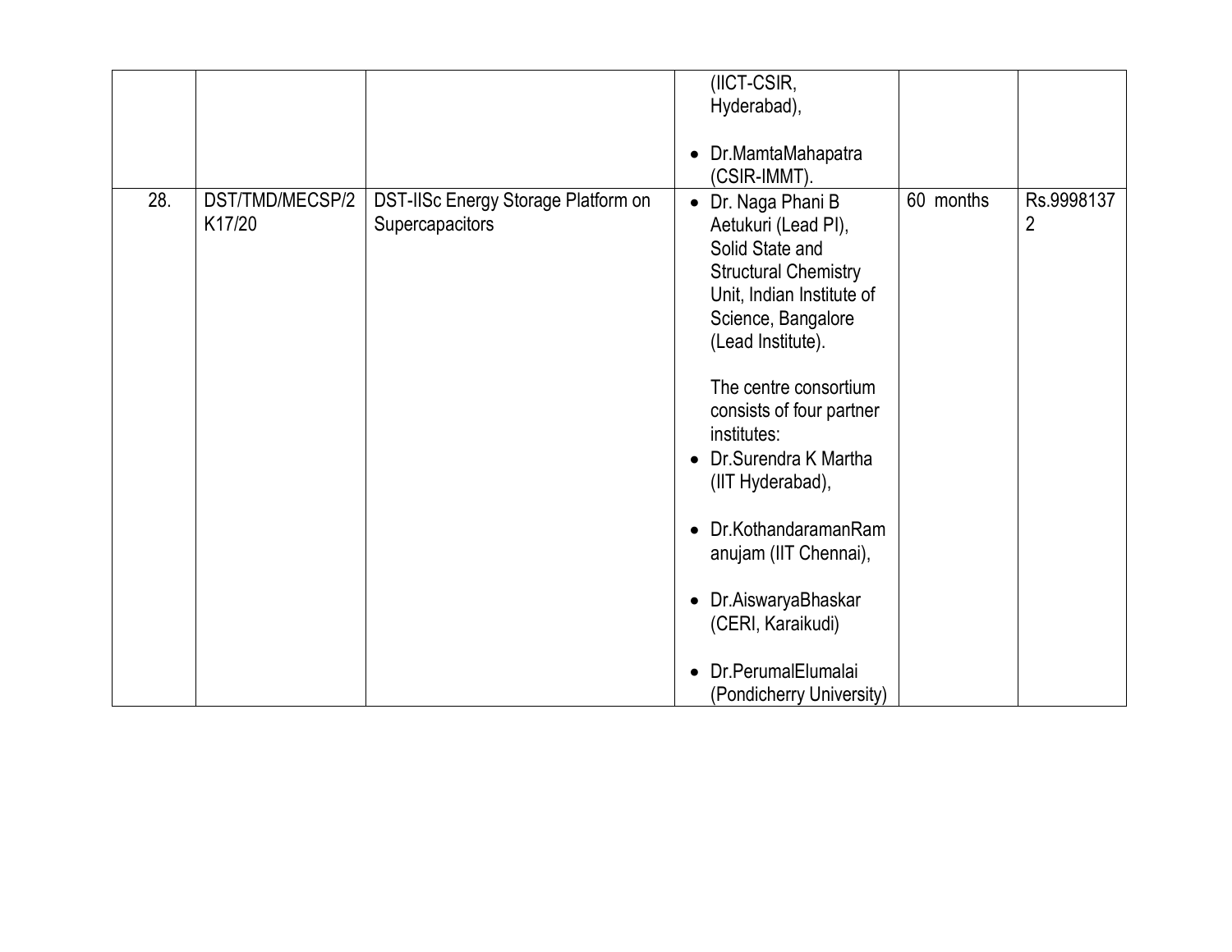| | | | | | |
|---|---|---|---|---|---|
| | | | (IICT-CSIR, Hyderabad),<br><br>• Dr.MamtaMahapatra (CSIR-IMMT). | | |
| 28. | DST/TMD/MECSP/2K17/20 | DST-IISc Energy Storage Platform on Supercapacitors | • Dr. Naga Phani B Aetukuri (Lead PI), Solid State and Structural Chemistry Unit, Indian Institute of Science, Bangalore (Lead Institute).<br><br>The centre consortium consists of four partner institutes:<br>• Dr.Surendra K Martha (IIT Hyderabad),<br><br>• Dr.KothandaramanRamanujam (IIT Chennai),<br><br>• Dr.AiswaryaBhaskar (CERI, Karaikudi)<br><br>• Dr.PerumalElumalai (Pondicherry University) | 60 months | Rs.99981372 |